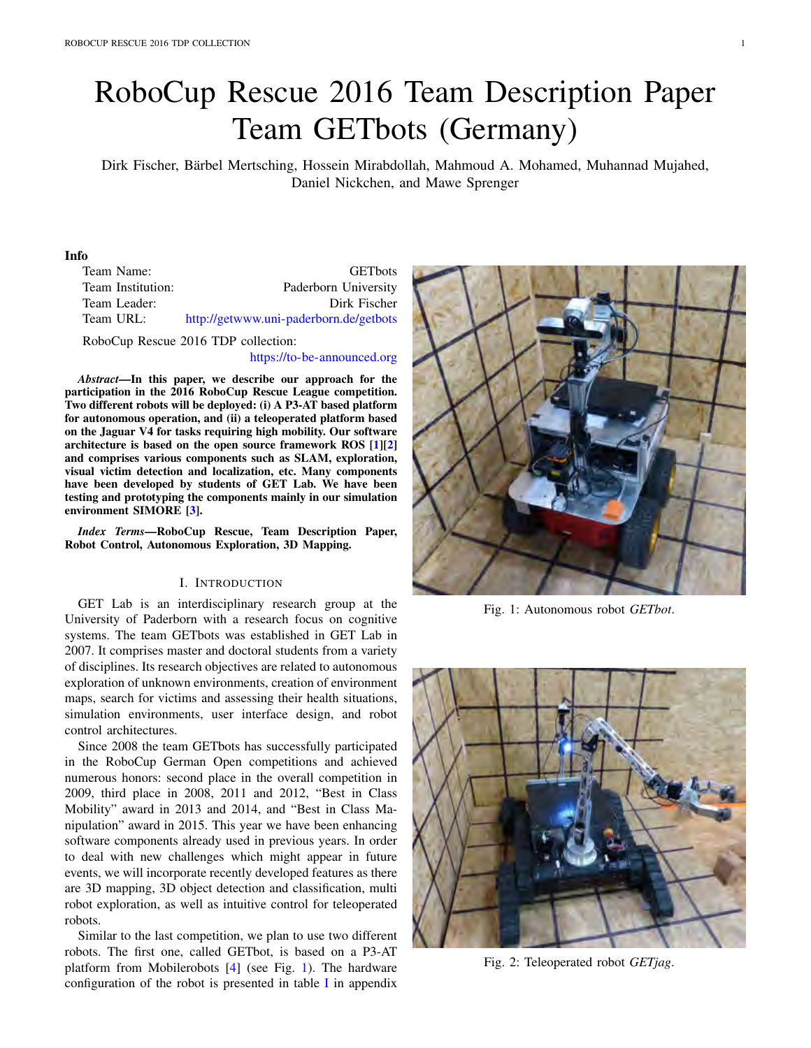# RoboCup Rescue 2016 Team Description Paper Team GETbots (Germany)

Dirk Fischer, Bärbel Mertsching, Hossein Mirabdollah, Mahmoud A. Mohamed, Muhannad Mujahed, Daniel Nickchen, and Mawe Sprenger

**Info**

| | |
|---|---|
| Team Name: | GETbots |
| Team Institution: | Paderborn University |
| Team Leader: | Dirk Fischer |
| Team URL: | http://getwww.uni-paderborn.de/getbots |

RoboCup Rescue 2016 TDP collection: https://to-be-announced.org

***Abstract*—In this paper, we describe our approach for the participation in the 2016 RoboCup Rescue League competition. Two different robots will be deployed: (i) A P3-AT based platform for autonomous operation, and (ii) a teleoperated platform based on the Jaguar V4 for tasks requiring high mobility. Our software architecture is based on the open source framework ROS [1][2] and comprises various components such as SLAM, exploration, visual victim detection and localization, etc. Many components have been developed by students of GET Lab. We have been testing and prototyping the components mainly in our simulation environment SIMORE [3].**

***Index Terms*—RoboCup Rescue, Team Description Paper, Robot Control, Autonomous Exploration, 3D Mapping.**

## I. Introduction

GET Lab is an interdisciplinary research group at the University of Paderborn with a research focus on cognitive systems. The team GETbots was established in GET Lab in 2007. It comprises master and doctoral students from a variety of disciplines. Its research objectives are related to autonomous exploration of unknown environments, creation of environment maps, search for victims and assessing their health situations, simulation environments, user interface design, and robot control architectures.

Since 2008 the team GETbots has successfully participated in the RoboCup German Open competitions and achieved numerous honors: second place in the overall competition in 2009, third place in 2008, 2011 and 2012, "Best in Class Mobility" award in 2013 and 2014, and "Best in Class Manipulation" award in 2015. This year we have been enhancing software components already used in previous years. In order to deal with new challenges which might appear in future events, we will incorporate recently developed features as there are 3D mapping, 3D object detection and classification, multi robot exploration, as well as intuitive control for teleoperated robots.

Similar to the last competition, we plan to use two different robots. The first one, called GETbot, is based on a P3-AT platform from Mobilerobots [4] (see Fig. 1). The hardware configuration of the robot is presented in table I in appendix

Fig. 1: Autonomous robot *GETbot*.

Fig. 2: Teleoperated robot *GETjag*.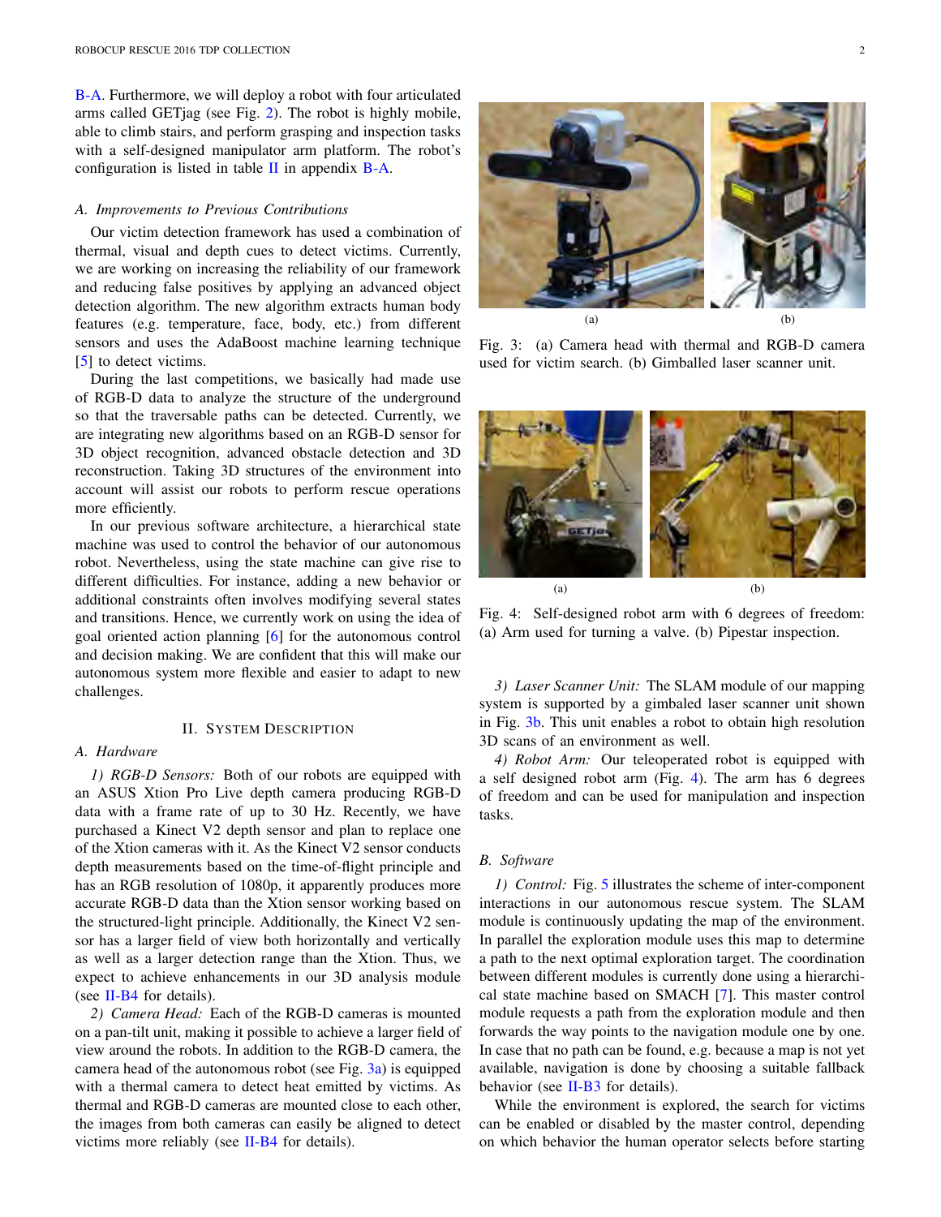B-A. Furthermore, we will deploy a robot with four articulated arms called GETjag (see Fig. 2). The robot is highly mobile, able to climb stairs, and perform grasping and inspection tasks with a self-designed manipulator arm platform. The robot's configuration is listed in table II in appendix B-A.

### A. Improvements to Previous Contributions

Our victim detection framework has used a combination of thermal, visual and depth cues to detect victims. Currently, we are working on increasing the reliability of our framework and reducing false positives by applying an advanced object detection algorithm. The new algorithm extracts human body features (e.g. temperature, face, body, etc.) from different sensors and uses the AdaBoost machine learning technique [5] to detect victims.

During the last competitions, we basically had made use of RGB-D data to analyze the structure of the underground so that the traversable paths can be detected. Currently, we are integrating new algorithms based on an RGB-D sensor for 3D object recognition, advanced obstacle detection and 3D reconstruction. Taking 3D structures of the environment into account will assist our robots to perform rescue operations more efficiently.

In our previous software architecture, a hierarchical state machine was used to control the behavior of our autonomous robot. Nevertheless, using the state machine can give rise to different difficulties. For instance, adding a new behavior or additional constraints often involves modifying several states and transitions. Hence, we currently work on using the idea of goal oriented action planning [6] for the autonomous control and decision making. We are confident that this will make our autonomous system more flexible and easier to adapt to new challenges.

## II. System Description

### A. Hardware

*1) RGB-D Sensors:* Both of our robots are equipped with an ASUS Xtion Pro Live depth camera producing RGB-D data with a frame rate of up to 30 Hz. Recently, we have purchased a Kinect V2 depth sensor and plan to replace one of the Xtion cameras with it. As the Kinect V2 sensor conducts depth measurements based on the time-of-flight principle and has an RGB resolution of 1080p, it apparently produces more accurate RGB-D data than the Xtion sensor working based on the structured-light principle. Additionally, the Kinect V2 sensor has a larger field of view both horizontally and vertically as well as a larger detection range than the Xtion. Thus, we expect to achieve enhancements in our 3D analysis module (see II-B4 for details).

*2) Camera Head:* Each of the RGB-D cameras is mounted on a pan-tilt unit, making it possible to achieve a larger field of view around the robots. In addition to the RGB-D camera, the camera head of the autonomous robot (see Fig. 3a) is equipped with a thermal camera to detect heat emitted by victims. As thermal and RGB-D cameras are mounted close to each other, the images from both cameras can easily be aligned to detect victims more reliably (see II-B4 for details).

Fig. 3: (a) Camera head with thermal and RGB-D camera used for victim search. (b) Gimballed laser scanner unit.

Fig. 4: Self-designed robot arm with 6 degrees of freedom: (a) Arm used for turning a valve. (b) Pipestar inspection.

*3) Laser Scanner Unit:* The SLAM module of our mapping system is supported by a gimbaled laser scanner unit shown in Fig. 3b. This unit enables a robot to obtain high resolution 3D scans of an environment as well.

*4) Robot Arm:* Our teleoperated robot is equipped with a self designed robot arm (Fig. 4). The arm has 6 degrees of freedom and can be used for manipulation and inspection tasks.

### B. Software

*1) Control:* Fig. 5 illustrates the scheme of inter-component interactions in our autonomous rescue system. The SLAM module is continuously updating the map of the environment. In parallel the exploration module uses this map to determine a path to the next optimal exploration target. The coordination between different modules is currently done using a hierarchical state machine based on SMACH [7]. This master control module requests a path from the exploration module and then forwards the way points to the navigation module one by one. In case that no path can be found, e.g. because a map is not yet available, navigation is done by choosing a suitable fallback behavior (see II-B3 for details).

While the environment is explored, the search for victims can be enabled or disabled by the master control, depending on which behavior the human operator selects before starting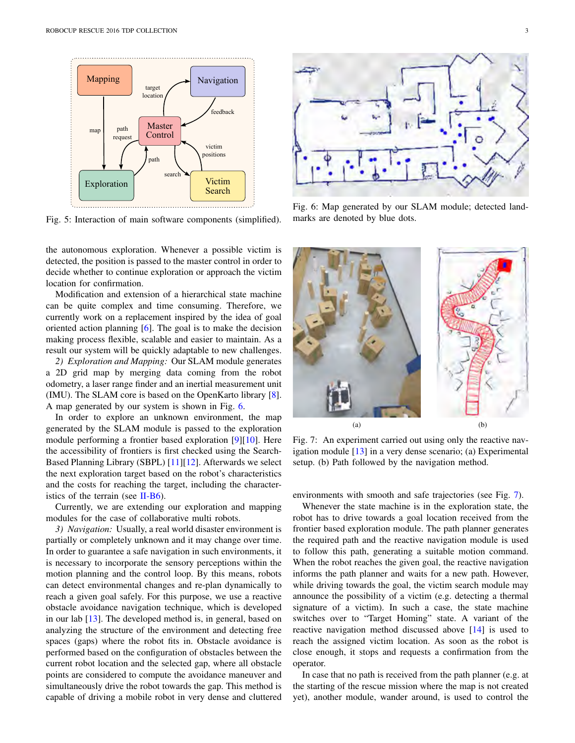Fig. 5: Interaction of main software components (simplified).

Fig. 6: Map generated by our SLAM module; detected landmarks are denoted by blue dots.

the autonomous exploration. Whenever a possible victim is detected, the position is passed to the master control in order to decide whether to continue exploration or approach the victim location for confirmation.

Modification and extension of a hierarchical state machine can be quite complex and time consuming. Therefore, we currently work on a replacement inspired by the idea of goal oriented action planning [6]. The goal is to make the decision making process flexible, scalable and easier to maintain. As a result our system will be quickly adaptable to new challenges.

*2) Exploration and Mapping:* Our SLAM module generates a 2D grid map by merging data coming from the robot odometry, a laser range finder and an inertial measurement unit (IMU). The SLAM core is based on the OpenKarto library [8]. A map generated by our system is shown in Fig. 6.

In order to explore an unknown environment, the map generated by the SLAM module is passed to the exploration module performing a frontier based exploration [9][10]. Here the accessibility of frontiers is first checked using the Search-Based Planning Library (SBPL) [11][12]. Afterwards we select the next exploration target based on the robot's characteristics and the costs for reaching the target, including the characteristics of the terrain (see II-B6).

Currently, we are extending our exploration and mapping modules for the case of collaborative multi robots.

*3) Navigation:* Usually, a real world disaster environment is partially or completely unknown and it may change over time. In order to guarantee a safe navigation in such environments, it is necessary to incorporate the sensory perceptions within the motion planning and the control loop. By this means, robots can detect environmental changes and re-plan dynamically to reach a given goal safely. For this purpose, we use a reactive obstacle avoidance navigation technique, which is developed in our lab [13]. The developed method is, in general, based on analyzing the structure of the environment and detecting free spaces (gaps) where the robot fits in. Obstacle avoidance is performed based on the configuration of obstacles between the current robot location and the selected gap, where all obstacle points are considered to compute the avoidance maneuver and simultaneously drive the robot towards the gap. This method is capable of driving a mobile robot in very dense and cluttered environments with smooth and safe trajectories (see Fig. 7).

Fig. 7: An experiment carried out using only the reactive navigation module [13] in a very dense scenario; (a) Experimental setup. (b) Path followed by the navigation method.

Whenever the state machine is in the exploration state, the robot has to drive towards a goal location received from the frontier based exploration module. The path planner generates the required path and the reactive navigation module is used to follow this path, generating a suitable motion command. When the robot reaches the given goal, the reactive navigation informs the path planner and waits for a new path. However, while driving towards the goal, the victim search module may announce the possibility of a victim (e.g. detecting a thermal signature of a victim). In such a case, the state machine switches over to "Target Homing" state. A variant of the reactive navigation method discussed above [14] is used to reach the assigned victim location. As soon as the robot is close enough, it stops and requests a confirmation from the operator.

In case that no path is received from the path planner (e.g. at the starting of the rescue mission where the map is not created yet), another module, wander around, is used to control the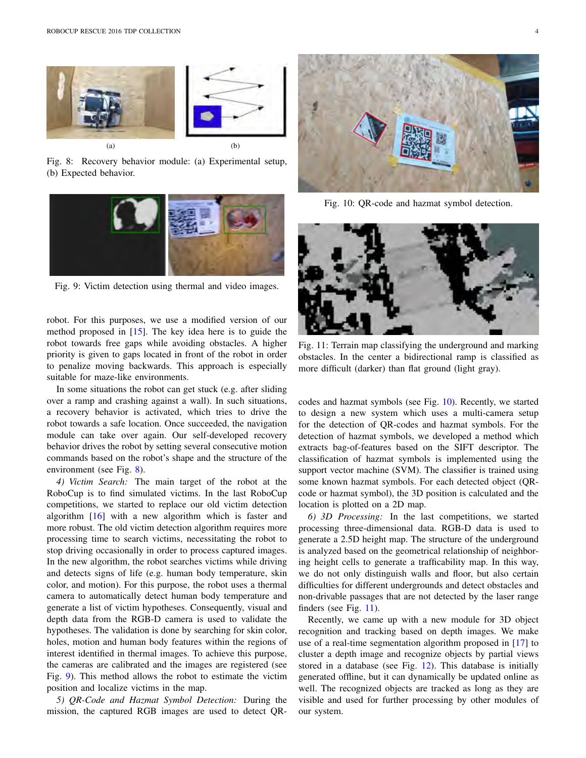Fig. 8: Recovery behavior module: (a) Experimental setup, (b) Expected behavior.

Fig. 9: Victim detection using thermal and video images.

robot. For this purposes, we use a modified version of our method proposed in [15]. The key idea here is to guide the robot towards free gaps while avoiding obstacles. A higher priority is given to gaps located in front of the robot in order to penalize moving backwards. This approach is especially suitable for maze-like environments.

In some situations the robot can get stuck (e.g. after sliding over a ramp and crashing against a wall). In such situations, a recovery behavior is activated, which tries to drive the robot towards a safe location. Once succeeded, the navigation module can take over again. Our self-developed recovery behavior drives the robot by setting several consecutive motion commands based on the robot's shape and the structure of the environment (see Fig. 8).

*4) Victim Search:* The main target of the robot at the RoboCup is to find simulated victims. In the last RoboCup competitions, we started to replace our old victim detection algorithm [16] with a new algorithm which is faster and more robust. The old victim detection algorithm requires more processing time to search victims, necessitating the robot to stop driving occasionally in order to process captured images. In the new algorithm, the robot searches victims while driving and detects signs of life (e.g. human body temperature, skin color, and motion). For this purpose, the robot uses a thermal camera to automatically detect human body temperature and generate a list of victim hypotheses. Consequently, visual and depth data from the RGB-D camera is used to validate the hypotheses. The validation is done by searching for skin color, holes, motion and human body features within the regions of interest identified in thermal images. To achieve this purpose, the cameras are calibrated and the images are registered (see Fig. 9). This method allows the robot to estimate the victim position and localize victims in the map.

*5) QR-Code and Hazmat Symbol Detection:* During the mission, the captured RGB images are used to detect QR-codes and hazmat symbols (see Fig. 10). Recently, we started to design a new system which uses a multi-camera setup for the detection of QR-codes and hazmat symbols. For the detection of hazmat symbols, we developed a method which extracts bag-of-features based on the SIFT descriptor. The classification of hazmat symbols is implemented using the support vector machine (SVM). The classifier is trained using some known hazmat symbols. For each detected object (QR-code or hazmat symbol), the 3D position is calculated and the location is plotted on a 2D map.

*6) 3D Processing:* In the last competitions, we started processing three-dimensional data. RGB-D data is used to generate a 2.5D height map. The structure of the underground is analyzed based on the geometrical relationship of neighboring height cells to generate a trafficability map. In this way, we do not only distinguish walls and floor, but also certain difficulties for different undergrounds and detect obstacles and non-drivable passages that are not detected by the laser range finders (see Fig. 11).

Recently, we came up with a new module for 3D object recognition and tracking based on depth images. We make use of a real-time segmentation algorithm proposed in [17] to cluster a depth image and recognize objects by partial views stored in a database (see Fig. 12). This database is initially generated offline, but it can dynamically be updated online as well. The recognized objects are tracked as long as they are visible and used for further processing by other modules of our system.

Fig. 10: QR-code and hazmat symbol detection.

Fig. 11: Terrain map classifying the underground and marking obstacles. In the center a bidirectional ramp is classified as more difficult (darker) than flat ground (light gray).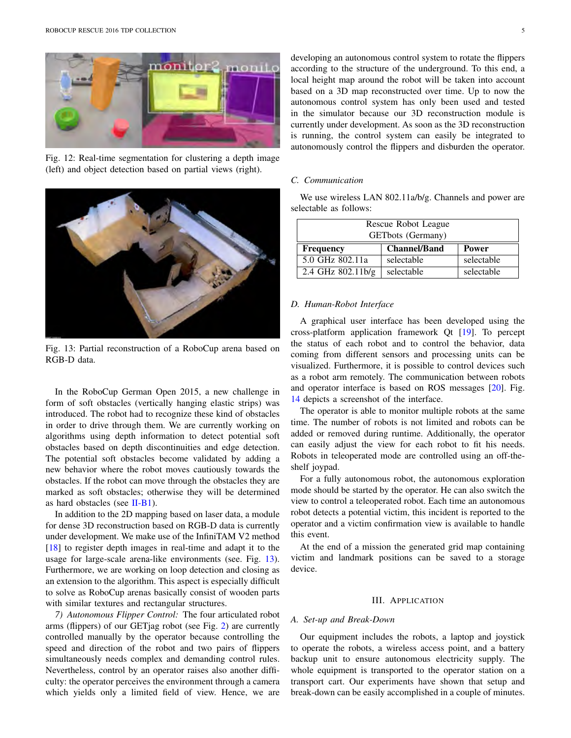Fig. 12: Real-time segmentation for clustering a depth image (left) and object detection based on partial views (right).

Fig. 13: Partial reconstruction of a RoboCup arena based on RGB-D data.

In the RoboCup German Open 2015, a new challenge in form of soft obstacles (vertically hanging elastic strips) was introduced. The robot had to recognize these kind of obstacles in order to drive through them. We are currently working on algorithms using depth information to detect potential soft obstacles based on depth discontinuities and edge detection. The potential soft obstacles become validated by adding a new behavior where the robot moves cautiously towards the obstacles. If the robot can move through the obstacles they are marked as soft obstacles; otherwise they will be determined as hard obstacles (see II-B1).

In addition to the 2D mapping based on laser data, a module for dense 3D reconstruction based on RGB-D data is currently under development. We make use of the InfiniTAM V2 method [18] to register depth images in real-time and adapt it to the usage for large-scale arena-like environments (see. Fig. 13). Furthermore, we are working on loop detection and closing as an extension to the algorithm. This aspect is especially difficult to solve as RoboCup arenas basically consist of wooden parts with similar textures and rectangular structures.

*7) Autonomous Flipper Control:* The four articulated robot arms (flippers) of our GETjag robot (see Fig. 2) are currently controlled manually by the operator because controlling the speed and direction of the robot and two pairs of flippers simultaneously needs complex and demanding control rules. Nevertheless, control by an operator raises also another difficulty: the operator perceives the environment through a camera which yields only a limited field of view. Hence, we are developing an autonomous control system to rotate the flippers according to the structure of the underground. To this end, a local height map around the robot will be taken into account based on a 3D map reconstructed over time. Up to now the autonomous control system has only been used and tested in the simulator because our 3D reconstruction module is currently under development. As soon as the 3D reconstruction is running, the control system can easily be integrated to autonomously control the flippers and disburden the operator.

### C. Communication

We use wireless LAN 802.11a/b/g. Channels and power are selectable as follows:

| Rescue Robot League GETbots (Germany) | | |
|---|---|---|
| **Frequency** | **Channel/Band** | **Power** |
| 5.0 GHz 802.11a | selectable | selectable |
| 2.4 GHz 802.11b/g | selectable | selectable |

### D. Human-Robot Interface

A graphical user interface has been developed using the cross-platform application framework Qt [19]. To percept the status of each robot and to control the behavior, data coming from different sensors and processing units can be visualized. Furthermore, it is possible to control devices such as a robot arm remotely. The communication between robots and operator interface is based on ROS messages [20]. Fig. 14 depicts a screenshot of the interface.

The operator is able to monitor multiple robots at the same time. The number of robots is not limited and robots can be added or removed during runtime. Additionally, the operator can easily adjust the view for each robot to fit his needs. Robots in teleoperated mode are controlled using an off-the-shelf joypad.

For a fully autonomous robot, the autonomous exploration mode should be started by the operator. He can also switch the view to control a teleoperated robot. Each time an autonomous robot detects a potential victim, this incident is reported to the operator and a victim confirmation view is available to handle this event.

At the end of a mission the generated grid map containing victim and landmark positions can be saved to a storage device.

## III. Application

### A. Set-up and Break-Down

Our equipment includes the robots, a laptop and joystick to operate the robots, a wireless access point, and a battery backup unit to ensure autonomous electricity supply. The whole equipment is transported to the operator station on a transport cart. Our experiments have shown that setup and break-down can be easily accomplished in a couple of minutes.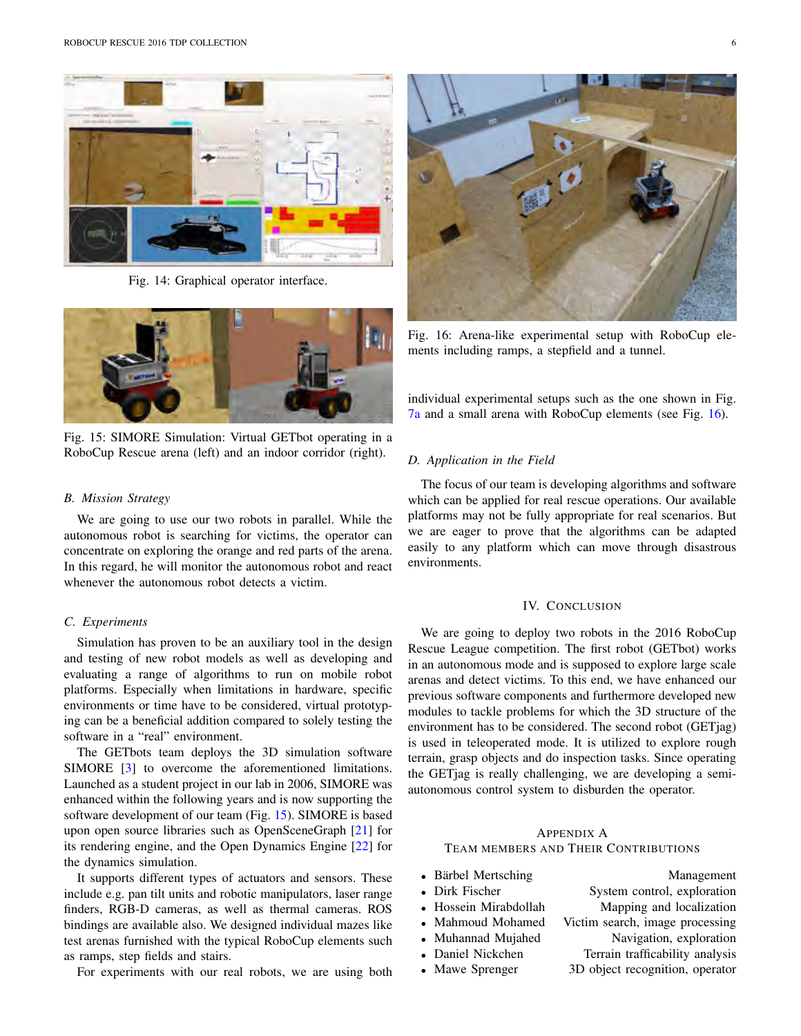Fig. 14: Graphical operator interface.

Fig. 15: SIMORE Simulation: Virtual GETbot operating in a RoboCup Rescue arena (left) and an indoor corridor (right).

### B. Mission Strategy

We are going to use our two robots in parallel. While the autonomous robot is searching for victims, the operator can concentrate on exploring the orange and red parts of the arena. In this regard, he will monitor the autonomous robot and react whenever the autonomous robot detects a victim.

### C. Experiments

Simulation has proven to be an auxiliary tool in the design and testing of new robot models as well as developing and evaluating a range of algorithms to run on mobile robot platforms. Especially when limitations in hardware, specific environments or time have to be considered, virtual prototyping can be a beneficial addition compared to solely testing the software in a "real" environment.

The GETbots team deploys the 3D simulation software SIMORE [3] to overcome the aforementioned limitations. Launched as a student project in our lab in 2006, SIMORE was enhanced within the following years and is now supporting the software development of our team (Fig. 15). SIMORE is based upon open source libraries such as OpenSceneGraph [21] for its rendering engine, and the Open Dynamics Engine [22] for the dynamics simulation.

It supports different types of actuators and sensors. These include e.g. pan tilt units and robotic manipulators, laser range finders, RGB-D cameras, as well as thermal cameras. ROS bindings are available also. We designed individual mazes like test arenas furnished with the typical RoboCup elements such as ramps, step fields and stairs.

For experiments with our real robots, we are using both individual experimental setups such as the one shown in Fig. 7a and a small arena with RoboCup elements (see Fig. 16).

Fig. 16: Arena-like experimental setup with RoboCup elements including ramps, a stepfield and a tunnel.

### D. Application in the Field

The focus of our team is developing algorithms and software which can be applied for real rescue operations. Our available platforms may not be fully appropriate for real scenarios. But we are eager to prove that the algorithms can be adapted easily to any platform which can move through disastrous environments.

## IV. Conclusion

We are going to deploy two robots in the 2016 RoboCup Rescue League competition. The first robot (GETbot) works in an autonomous mode and is supposed to explore large scale arenas and detect victims. To this end, we have enhanced our previous software components and furthermore developed new modules to tackle problems for which the 3D structure of the environment has to be considered. The second robot (GETjag) is used in teleoperated mode. It is utilized to explore rough terrain, grasp objects and do inspection tasks. Since operating the GETjag is really challenging, we are developing a semi-autonomous control system to disburden the operator.

## Appendix A
## Team Members and Their Contributions

- Bärbel Mertsching — Management
- Dirk Fischer — System control, exploration
- Hossein Mirabdollah — Mapping and localization
- Mahmoud Mohamed — Victim search, image processing
- Muhannad Mujahed — Navigation, exploration
- Daniel Nickchen — Terrain trafficability analysis
- Mawe Sprenger — 3D object recognition, operator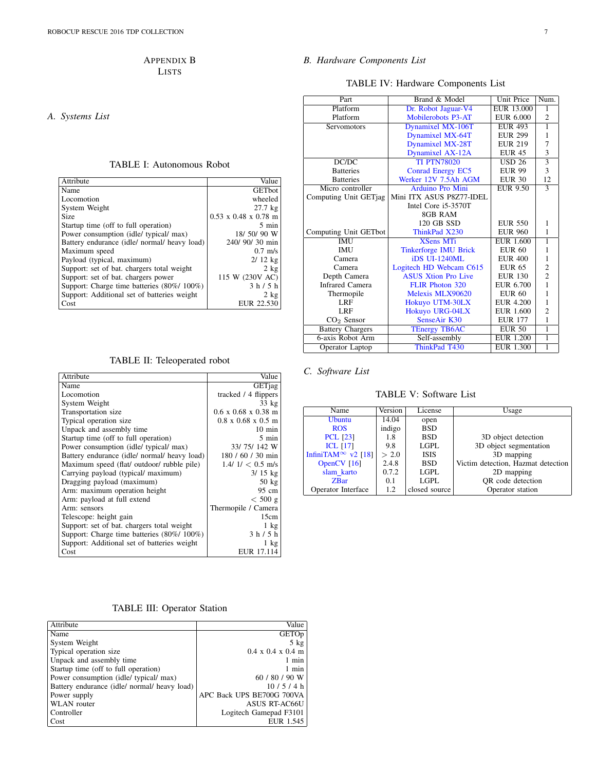# Appendix B
# Lists

## A. Systems List

TABLE I: Autonomous Robot

| Attribute | Value |
|---|---|
| Name | GETbot |
| Locomotion | wheeled |
| System Weight | 27.7 kg |
| Size | 0.53 x 0.48 x 0.78 m |
| Startup time (off to full operation) | 5 min |
| Power consumption (idle/ typical/ max) | 18/ 50/ 90 W |
| Battery endurance (idle/ normal/ heavy load) | 240/ 90/ 30 min |
| Maximum speed | 0.7 m/s |
| Payload (typical, maximum) | 2/ 12 kg |
| Support: set of bat. chargers total weight | 2 kg |
| Support: set of bat. chargers power | 115 W (230V AC) |
| Support: Charge time batteries (80%/ 100%) | 3 h / 5 h |
| Support: Additional set of batteries weight | 2 kg |
| Cost | EUR 22.530 |

TABLE II: Teleoperated robot

| Attribute | Value |
|---|---|
| Name | GETjag |
| Locomotion | tracked / 4 flippers |
| System Weight | 33 kg |
| Transportation size | 0.6 x 0.68 x 0.38 m |
| Typical operation size | 0.8 x 0.68 x 0.5 m |
| Unpack and assembly time | 10 min |
| Startup time (off to full operation) | 5 min |
| Power consumption (idle/ typical/ max) | 33/ 75/ 142 W |
| Battery endurance (idle/ normal/ heavy load) | 180 / 60 / 30 min |
| Maximum speed (flat/ outdoor/ rubble pile) | 1.4/ 1/ $<$ 0.5 m/s |
| Carrying payload (typical/ maximum) | 3/ 15 kg |
| Dragging payload (maximum) | 50 kg |
| Arm: maximum operation height | 95 cm |
| Arm: payload at full extend | $<$ 500 g |
| Arm: sensors | Thermopile / Camera |
| Telescope: height gain | 15cm |
| Support: set of bat. chargers total weight | 1 kg |
| Support: Charge time batteries (80%/ 100%) | 3 h / 5 h |
| Support: Additional set of batteries weight | 1 kg |
| Cost | EUR 17.114 |

TABLE III: Operator Station

| Attribute | Value |
|---|---|
| Name | GETOp |
| System Weight | 5 kg |
| Typical operation size | 0.4 x 0.4 x 0.4 m |
| Unpack and assembly time | 1 min |
| Startup time (off to full operation) | 1 min |
| Power consumption (idle/ typical/ max) | 60 / 80 / 90 W |
| Battery endurance (idle/ normal/ heavy load) | 10 / 5 / 4 h |
| Power supply | APC Back UPS BE700G 700VA |
| WLAN router | ASUS RT-AC66U |
| Controller | Logitech Gamepad F3101 |
| Cost | EUR 1.545 |

## B. Hardware Components List

TABLE IV: Hardware Components List

| Part | Brand & Model | Unit Price | Num. |
|---|---|---|---|
| Platform | Dr. Robot Jaguar-V4 | EUR 13.000 | 1 |
| Platform | Mobilerobots P3-AT | EUR 6.000 | 2 |
| Servomotors | Dynamixel MX-106T | EUR 493 | 1 |
| | Dynamixel MX-64T | EUR 299 | 1 |
| | Dynamixel MX-28T | EUR 219 | 7 |
| | Dynamixel AX-12A | EUR 45 | 3 |
| DC/DC | TI PTN78020 | USD 26 | 3 |
| Batteries | Conrad Energy EC5 | EUR 99 | 3 |
| Batteries | Werker 12V 7.5Ah AGM | EUR 30 | 12 |
| Micro controller | Arduino Pro Mini | EUR 9.50 | 3 |
| Computing Unit GETjag | Mini ITX ASUS P8Z77-IDEL | | |
| | Intel Core i5-3570T | | |
| | 8GB RAM | | |
| | 120 GB SSD | EUR 550 | 1 |
| Computing Unit GETbot | ThinkPad X230 | EUR 960 | 1 |
| IMU | XSens MTi | EUR 1.600 | 1 |
| IMU | Tinkerforge IMU Brick | EUR 60 | 1 |
| Camera | iDS UI-1240ML | EUR 400 | 1 |
| Camera | Logitech HD Webcam C615 | EUR 65 | 2 |
| Depth Camera | ASUS Xtion Pro Live | EUR 130 | 2 |
| Infrared Camera | FLIR Photon 320 | EUR 6.700 | 1 |
| Thermopile | Melexis MLX90620 | EUR 60 | 1 |
| LRF | Hokuyo UTM-30LX | EUR 4.200 | 1 |
| LRF | Hokuyo URG-04LX | EUR 1.600 | 2 |
| $CO_2$ Sensor | SenseAir K30 | EUR 177 | 1 |
| Battery Chargers | TEnergy TB6AC | EUR 50 | 1 |
| 6-axis Robot Arm | Self-assembly | EUR 1.200 | 1 |
| Operator Laptop | ThinkPad T430 | EUR 1.300 | 1 |

## C. Software List

TABLE V: Software List

| Name | Version | License | Usage |
|---|---|---|---|
| Ubuntu | 14.04 | open | |
| ROS | indigo | BSD | |
| PCL [23] | 1.8 | BSD | 3D object detection |
| ICL [17] | 9.8 | LGPL | 3D object segmentation |
| InfiniTAM$^\infty$ v2 [18] | $>$ 2.0 | ISIS | 3D mapping |
| OpenCV [16] | 2.4.8 | BSD | Victim detection, Hazmat detection |
| slam_karto | 0.7.2 | LGPL | 2D mapping |
| ZBar | 0.1 | LGPL | QR code detection |
| Operator Interface | 1.2 | closed source | Operator station |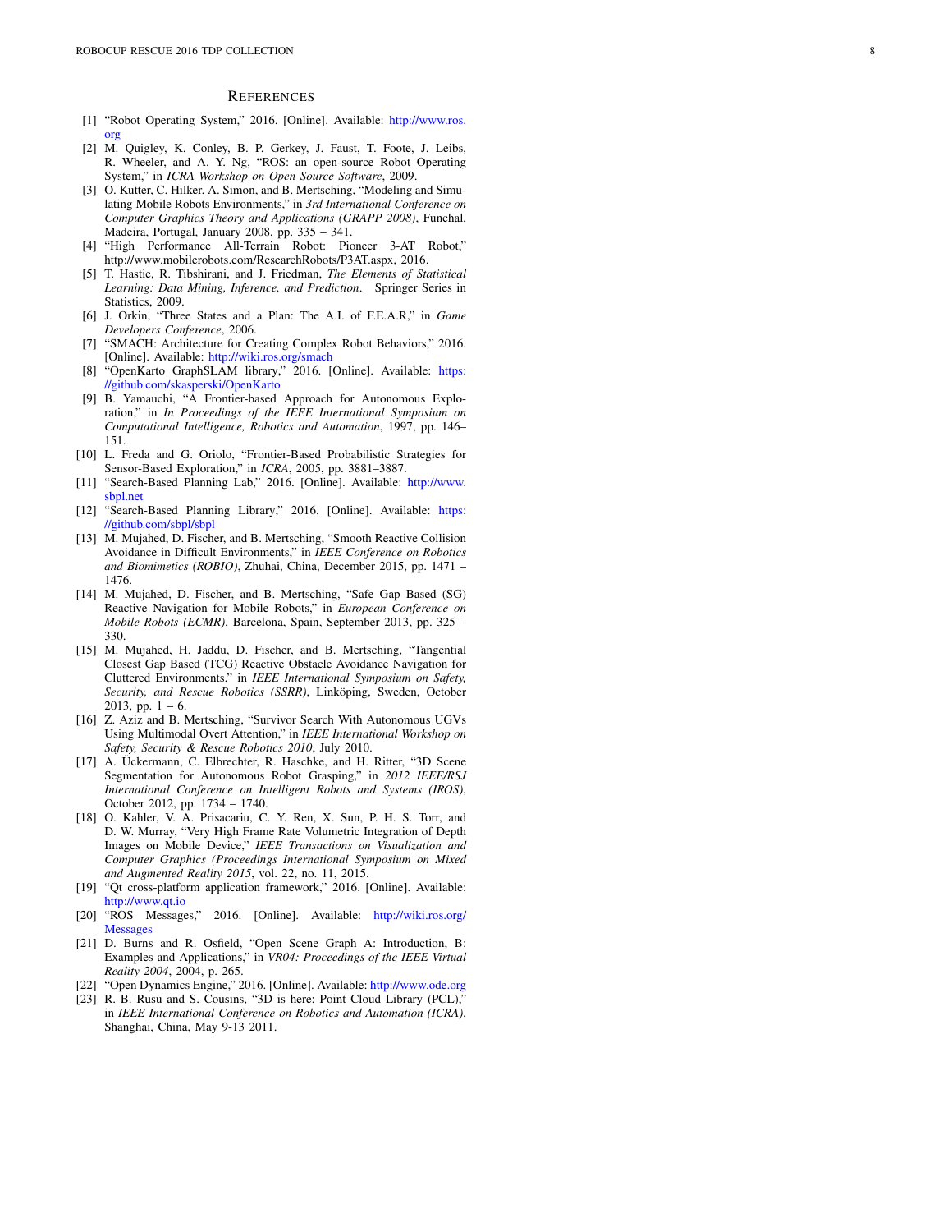## References

[1] "Robot Operating System," 2016. [Online]. Available: http://www.ros.org

[2] M. Quigley, K. Conley, B. P. Gerkey, J. Faust, T. Foote, J. Leibs, R. Wheeler, and A. Y. Ng, "ROS: an open-source Robot Operating System," in *ICRA Workshop on Open Source Software*, 2009.

[3] O. Kutter, C. Hilker, A. Simon, and B. Mertsching, "Modeling and Simulating Mobile Robots Environments," in *3rd International Conference on Computer Graphics Theory and Applications (GRAPP 2008)*, Funchal, Madeira, Portugal, January 2008, pp. 335 – 341.

[4] "High Performance All-Terrain Robot: Pioneer 3-AT Robot," http://www.mobilerobots.com/ResearchRobots/P3AT.aspx, 2016.

[5] T. Hastie, R. Tibshirani, and J. Friedman, *The Elements of Statistical Learning: Data Mining, Inference, and Prediction*. Springer Series in Statistics, 2009.

[6] J. Orkin, "Three States and a Plan: The A.I. of F.E.A.R," in *Game Developers Conference*, 2006.

[7] "SMACH: Architecture for Creating Complex Robot Behaviors," 2016. [Online]. Available: http://wiki.ros.org/smach

[8] "OpenKarto GraphSLAM library," 2016. [Online]. Available: https://github.com/skasperski/OpenKarto

[9] B. Yamauchi, "A Frontier-based Approach for Autonomous Exploration," in *In Proceedings of the IEEE International Symposium on Computational Intelligence, Robotics and Automation*, 1997, pp. 146–151.

[10] L. Freda and G. Oriolo, "Frontier-Based Probabilistic Strategies for Sensor-Based Exploration," in *ICRA*, 2005, pp. 3881–3887.

[11] "Search-Based Planning Lab," 2016. [Online]. Available: http://www.sbpl.net

[12] "Search-Based Planning Library," 2016. [Online]. Available: https://github.com/sbpl/sbpl

[13] M. Mujahed, D. Fischer, and B. Mertsching, "Smooth Reactive Collision Avoidance in Difficult Environments," in *IEEE Conference on Robotics and Biomimetics (ROBIO)*, Zhuhai, China, December 2015, pp. 1471 – 1476.

[14] M. Mujahed, D. Fischer, and B. Mertsching, "Safe Gap Based (SG) Reactive Navigation for Mobile Robots," in *European Conference on Mobile Robots (ECMR)*, Barcelona, Spain, September 2013, pp. 325 – 330.

[15] M. Mujahed, H. Jaddu, D. Fischer, and B. Mertsching, "Tangential Closest Gap Based (TCG) Reactive Obstacle Avoidance Navigation for Cluttered Environments," in *IEEE International Symposium on Safety, Security, and Rescue Robotics (SSRR)*, Linköping, Sweden, October 2013, pp. 1 – 6.

[16] Z. Aziz and B. Mertsching, "Survivor Search With Autonomous UGVs Using Multimodal Overt Attention," in *IEEE International Workshop on Safety, Security & Rescue Robotics 2010*, July 2010.

[17] A. Ückermann, C. Elbrechter, R. Haschke, and H. Ritter, "3D Scene Segmentation for Autonomous Robot Grasping," in *2012 IEEE/RSJ International Conference on Intelligent Robots and Systems (IROS)*, October 2012, pp. 1734 – 1740.

[18] O. Kahler, V. A. Prisacariu, C. Y. Ren, X. Sun, P. H. S. Torr, and D. W. Murray, "Very High Frame Rate Volumetric Integration of Depth Images on Mobile Device," *IEEE Transactions on Visualization and Computer Graphics (Proceedings International Symposium on Mixed and Augmented Reality 2015*, vol. 22, no. 11, 2015.

[19] "Qt cross-platform application framework," 2016. [Online]. Available: http://www.qt.io

[20] "ROS Messages," 2016. [Online]. Available: http://wiki.ros.org/Messages

[21] D. Burns and R. Osfield, "Open Scene Graph A: Introduction, B: Examples and Applications," in *VR04: Proceedings of the IEEE Virtual Reality 2004*, 2004, p. 265.

[22] "Open Dynamics Engine," 2016. [Online]. Available: http://www.ode.org

[23] R. B. Rusu and S. Cousins, "3D is here: Point Cloud Library (PCL)," in *IEEE International Conference on Robotics and Automation (ICRA)*, Shanghai, China, May 9-13 2011.